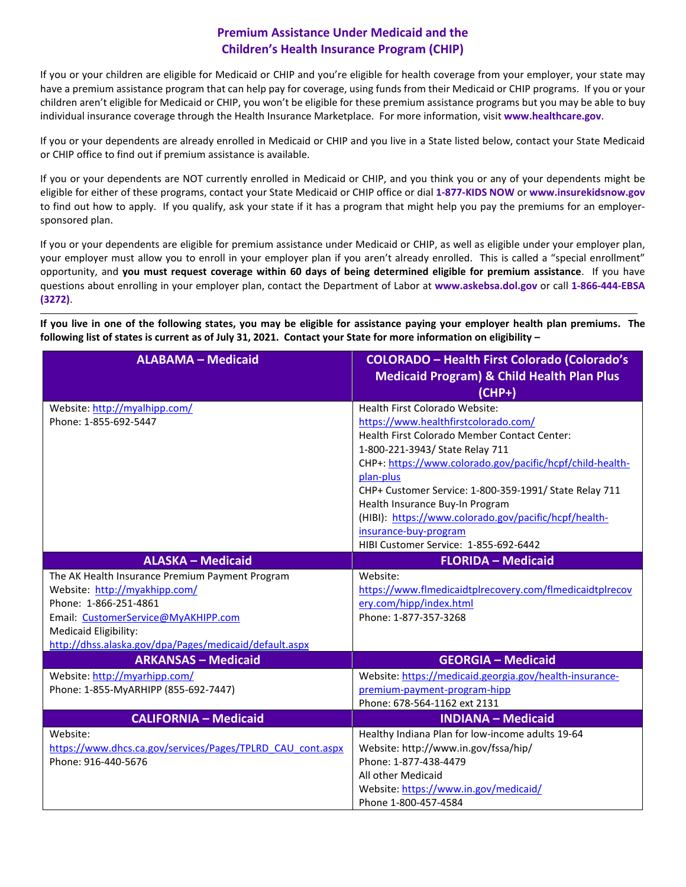# Premium Assistance Under Medicaid and the Children's Health Insurance Program (CHIP)

If you or your children are eligible for Medicaid or CHIP and you're eligible for health coverage from your employer, your state may have a premium assistance program that can help pay for coverage, using funds from their Medicaid or CHIP programs. If you or your children aren't eligible for Medicaid or CHIP, you won't be eligible for these premium assistance programs but you may be able to buy individual insurance coverage through the Health Insurance Marketplace. For more information, visit **www.healthcare.gov**.

If you or your dependents are already enrolled in Medicaid or CHIP and you live in a State listed below, contact your State Medicaid or CHIP office to find out if premium assistance is available.

If you or your dependents are NOT currently enrolled in Medicaid or CHIP, and you think you or any of your dependents might be eligible for either of these programs, contact your State Medicaid or CHIP office or dial **1-877-KIDS NOW** or **www.insurekidsnow.gov** to find out how to apply. If you qualify, ask your state if it has a program that might help you pay the premiums for an employer-sponsored plan.

If you or your dependents are eligible for premium assistance under Medicaid or CHIP, as well as eligible under your employer plan, your employer must allow you to enroll in your employer plan if you aren't already enrolled. This is called a "special enrollment" opportunity, and **you must request coverage within 60 days of being determined eligible for premium assistance**. If you have questions about enrolling in your employer plan, contact the Department of Labor at **www.askebsa.dol.gov** or call **1-866-444-EBSA (3272)**.

---

**If you live in one of the following states, you may be eligible for assistance paying your employer health plan premiums. The following list of states is current as of July 31, 2021. Contact your State for more information on eligibility –**

| ALABAMA – Medicaid | COLORADO – Health First Colorado (Colorado's Medicaid Program) & Child Health Plan Plus (CHP+) |
|---|---|
| Website: http://myalhipp.com/<br>Phone: 1-855-692-5447 | Health First Colorado Website: https://www.healthfirstcolorado.com/<br>Health First Colorado Member Contact Center: 1-800-221-3943/ State Relay 711<br>CHP+: https://www.colorado.gov/pacific/hcpf/child-health-plan-plus<br>CHP+ Customer Service: 1-800-359-1991/ State Relay 711<br>Health Insurance Buy-In Program (HIBI): https://www.colorado.gov/pacific/hcpf/health-insurance-buy-program<br>HIBI Customer Service: 1-855-692-6442 |
| **ALASKA – Medicaid** | **FLORIDA – Medicaid** |
| The AK Health Insurance Premium Payment Program<br>Website: http://myakhipp.com/<br>Phone: 1-866-251-4861<br>Email: CustomerService@MyAKHIPP.com<br>Medicaid Eligibility: http://dhss.alaska.gov/dpa/Pages/medicaid/default.aspx | Website: https://www.flmedicaidtplrecovery.com/flmedicaidtplrecovery.com/hipp/index.html<br>Phone: 1-877-357-3268 |
| **ARKANSAS – Medicaid** | **GEORGIA – Medicaid** |
| Website: http://myarhipp.com/<br>Phone: 1-855-MyARHIPP (855-692-7447) | Website: https://medicaid.georgia.gov/health-insurance-premium-payment-program-hipp<br>Phone: 678-564-1162 ext 2131 |
| **CALIFORNIA – Medicaid** | **INDIANA – Medicaid** |
| Website: https://www.dhcs.ca.gov/services/Pages/TPLRD_CAU_cont.aspx<br>Phone: 916-440-5676 | Healthy Indiana Plan for low-income adults 19-64<br>Website: http://www.in.gov/fssa/hip/<br>Phone: 1-877-438-4479<br>All other Medicaid<br>Website: https://www.in.gov/medicaid/<br>Phone 1-800-457-4584 |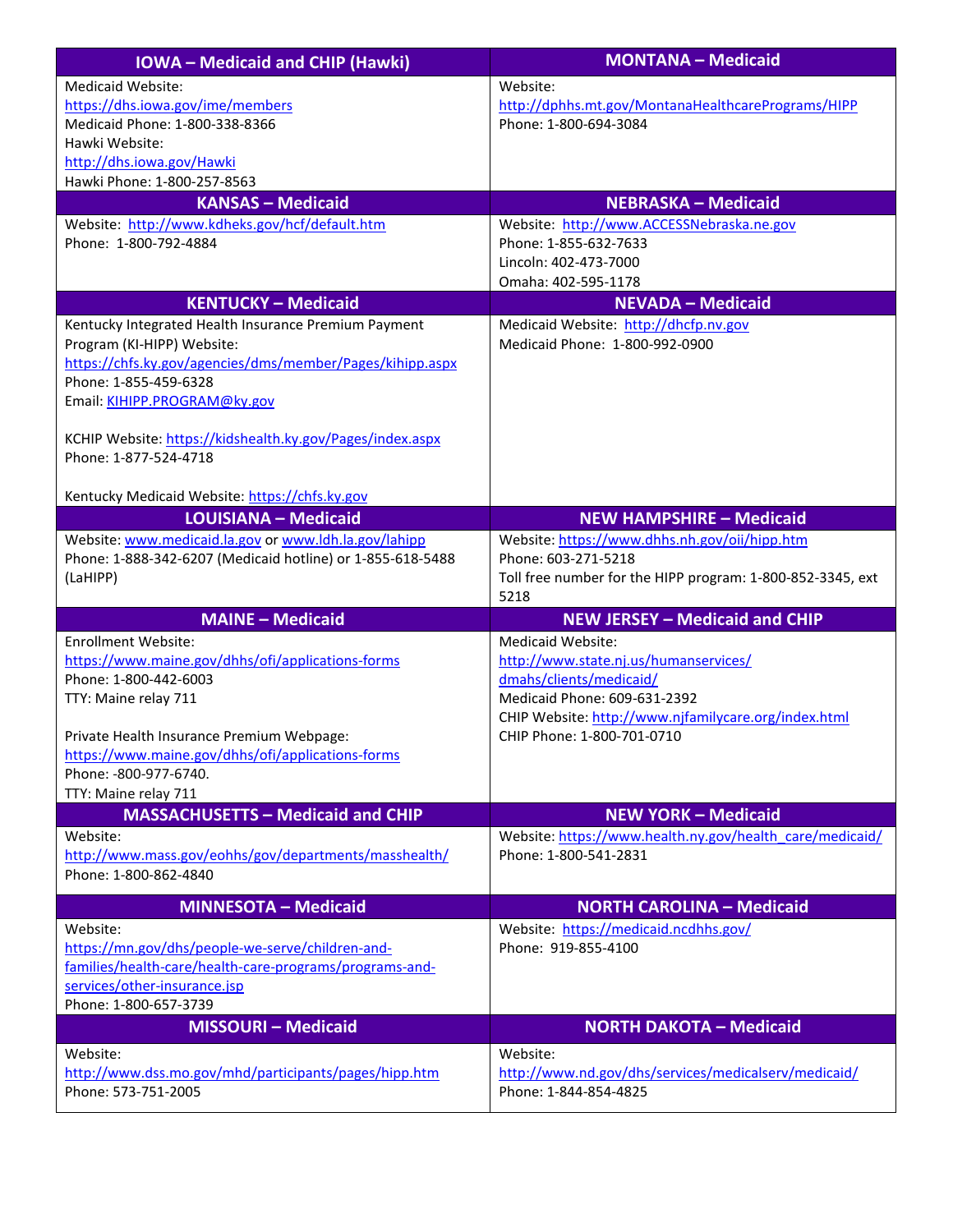| IOWA – Medicaid and CHIP (Hawki) | MONTANA – Medicaid |
|---|---|
| Medicaid Website: https://dhs.iowa.gov/ime/members<br>Medicaid Phone: 1-800-338-8366<br>Hawki Website: http://dhs.iowa.gov/Hawki<br>Hawki Phone: 1-800-257-8563 | Website: http://dphhs.mt.gov/MontanaHealthcarePrograms/HIPP<br>Phone: 1-800-694-3084 |
| **KANSAS – Medicaid** | **NEBRASKA – Medicaid** |
| Website: http://www.kdheks.gov/hcf/default.htm<br>Phone: 1-800-792-4884 | Website: http://www.ACCESSNebraska.ne.gov<br>Phone: 1-855-632-7633<br>Lincoln: 402-473-7000<br>Omaha: 402-595-1178 |
| **KENTUCKY – Medicaid** | **NEVADA – Medicaid** |
| Kentucky Integrated Health Insurance Premium Payment Program (KI-HIPP) Website: https://chfs.ky.gov/agencies/dms/member/Pages/kihipp.aspx<br>Phone: 1-855-459-6328<br>Email: KIHIPP.PROGRAM@ky.gov<br><br>KCHIP Website: https://kidshealth.ky.gov/Pages/index.aspx<br>Phone: 1-877-524-4718<br><br>Kentucky Medicaid Website: https://chfs.ky.gov | Medicaid Website: http://dhcfp.nv.gov<br>Medicaid Phone: 1-800-992-0900 |
| **LOUISIANA – Medicaid** | **NEW HAMPSHIRE – Medicaid** |
| Website: www.medicaid.la.gov or www.ldh.la.gov/lahipp<br>Phone: 1-888-342-6207 (Medicaid hotline) or 1-855-618-5488 (LaHIPP) | Website: https://www.dhhs.nh.gov/oii/hipp.htm<br>Phone: 603-271-5218<br>Toll free number for the HIPP program: 1-800-852-3345, ext 5218 |
| **MAINE – Medicaid** | **NEW JERSEY – Medicaid and CHIP** |
| Enrollment Website: https://www.maine.gov/dhhs/ofi/applications-forms<br>Phone: 1-800-442-6003<br>TTY: Maine relay 711<br><br>Private Health Insurance Premium Webpage: https://www.maine.gov/dhhs/ofi/applications-forms<br>Phone: -800-977-6740.<br>TTY: Maine relay 711 | Medicaid Website: http://www.state.nj.us/humanservices/dmahs/clients/medicaid/<br>Medicaid Phone: 609-631-2392<br>CHIP Website: http://www.njfamilycare.org/index.html<br>CHIP Phone: 1-800-701-0710 |
| **MASSACHUSETTS – Medicaid and CHIP** | **NEW YORK – Medicaid** |
| Website: http://www.mass.gov/eohhs/gov/departments/masshealth/<br>Phone: 1-800-862-4840 | Website: https://www.health.ny.gov/health_care/medicaid/<br>Phone: 1-800-541-2831 |
| **MINNESOTA – Medicaid** | **NORTH CAROLINA – Medicaid** |
| Website: https://mn.gov/dhs/people-we-serve/children-and-families/health-care/health-care-programs/programs-and-services/other-insurance.jsp<br>Phone: 1-800-657-3739 | Website: https://medicaid.ncdhhs.gov/<br>Phone: 919-855-4100 |
| **MISSOURI – Medicaid** | **NORTH DAKOTA – Medicaid** |
| Website: http://www.dss.mo.gov/mhd/participants/pages/hipp.htm<br>Phone: 573-751-2005 | Website: http://www.nd.gov/dhs/services/medicalserv/medicaid/<br>Phone: 1-844-854-4825 |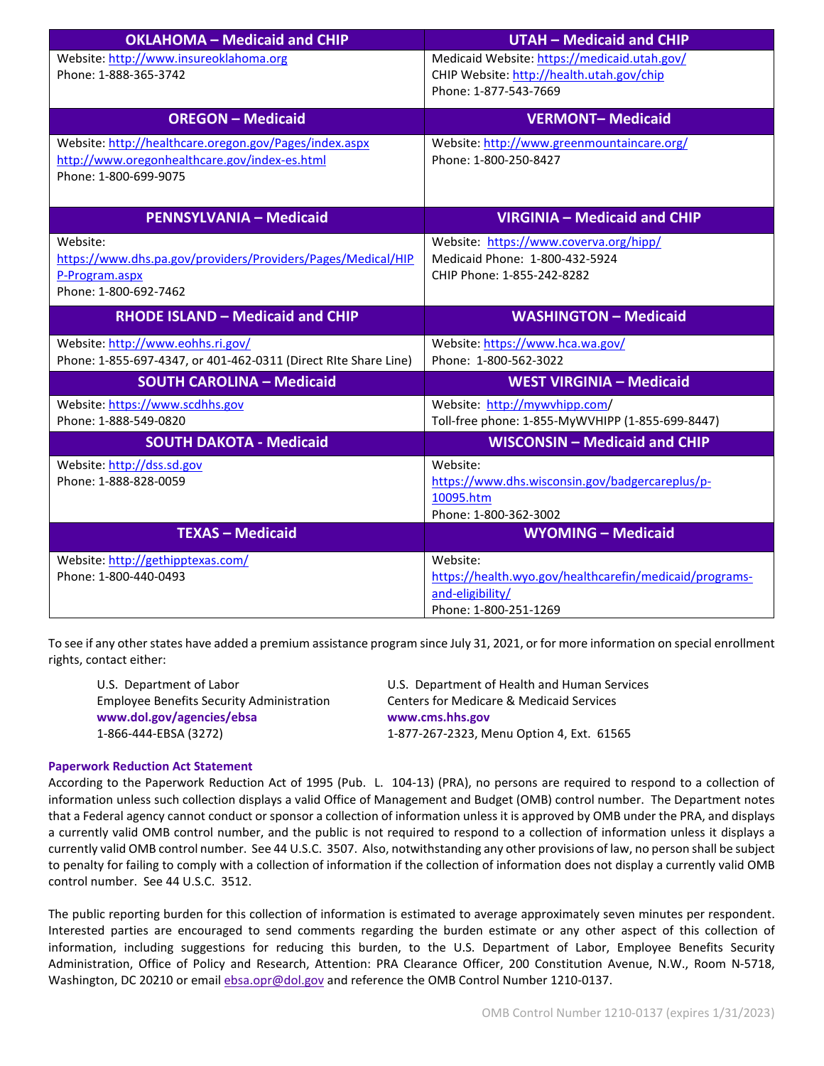| OKLAHOMA – Medicaid and CHIP | UTAH – Medicaid and CHIP |
|---|---|
| Website: http://www.insureoklahoma.org<br>Phone: 1-888-365-3742 | Medicaid Website: https://medicaid.utah.gov/<br>CHIP Website: http://health.utah.gov/chip<br>Phone: 1-877-543-7669 |
| **OREGON – Medicaid** | **VERMONT– Medicaid** |
| Website: http://healthcare.oregon.gov/Pages/index.aspx<br>http://www.oregonhealthcare.gov/index-es.html<br>Phone: 1-800-699-9075 | Website: http://www.greenmountaincare.org/<br>Phone: 1-800-250-8427 |
| **PENNSYLVANIA – Medicaid** | **VIRGINIA – Medicaid and CHIP** |
| Website:<br>https://www.dhs.pa.gov/providers/Providers/Pages/Medical/HIPP-Program.aspx<br>Phone: 1-800-692-7462 | Website: https://www.coverva.org/hipp/<br>Medicaid Phone: 1-800-432-5924<br>CHIP Phone: 1-855-242-8282 |
| **RHODE ISLAND – Medicaid and CHIP** | **WASHINGTON – Medicaid** |
| Website: http://www.eohhs.ri.gov/<br>Phone: 1-855-697-4347, or 401-462-0311 (Direct RIte Share Line) | Website: https://www.hca.wa.gov/<br>Phone: 1-800-562-3022 |
| **SOUTH CAROLINA – Medicaid** | **WEST VIRGINIA – Medicaid** |
| Website: https://www.scdhhs.gov<br>Phone: 1-888-549-0820 | Website: http://mywvhipp.com/<br>Toll-free phone: 1-855-MyWVHIPP (1-855-699-8447) |
| **SOUTH DAKOTA - Medicaid** | **WISCONSIN – Medicaid and CHIP** |
| Website: http://dss.sd.gov<br>Phone: 1-888-828-0059 | Website:<br>https://www.dhs.wisconsin.gov/badgercareplus/p-10095.htm<br>Phone: 1-800-362-3002 |
| **TEXAS – Medicaid** | **WYOMING – Medicaid** |
| Website: http://gethipptexas.com/<br>Phone: 1-800-440-0493 | Website:<br>https://health.wyo.gov/healthcarefin/medicaid/programs-and-eligibility/<br>Phone: 1-800-251-1269 |

To see if any other states have added a premium assistance program since July 31, 2021, or for more information on special enrollment rights, contact either:

U.S. Department of Labor
Employee Benefits Security Administration
**www.dol.gov/agencies/ebsa**
1-866-444-EBSA (3272)

U.S. Department of Health and Human Services
Centers for Medicare & Medicaid Services
**www.cms.hhs.gov**
1-877-267-2323, Menu Option 4, Ext. 61565

**Paperwork Reduction Act Statement**

According to the Paperwork Reduction Act of 1995 (Pub. L. 104-13) (PRA), no persons are required to respond to a collection of information unless such collection displays a valid Office of Management and Budget (OMB) control number. The Department notes that a Federal agency cannot conduct or sponsor a collection of information unless it is approved by OMB under the PRA, and displays a currently valid OMB control number, and the public is not required to respond to a collection of information unless it displays a currently valid OMB control number. See 44 U.S.C. 3507. Also, notwithstanding any other provisions of law, no person shall be subject to penalty for failing to comply with a collection of information if the collection of information does not display a currently valid OMB control number. See 44 U.S.C. 3512.

The public reporting burden for this collection of information is estimated to average approximately seven minutes per respondent. Interested parties are encouraged to send comments regarding the burden estimate or any other aspect of this collection of information, including suggestions for reducing this burden, to the U.S. Department of Labor, Employee Benefits Security Administration, Office of Policy and Research, Attention: PRA Clearance Officer, 200 Constitution Avenue, N.W., Room N-5718, Washington, DC 20210 or email ebsa.opr@dol.gov and reference the OMB Control Number 1210-0137.

OMB Control Number 1210-0137 (expires 1/31/2023)